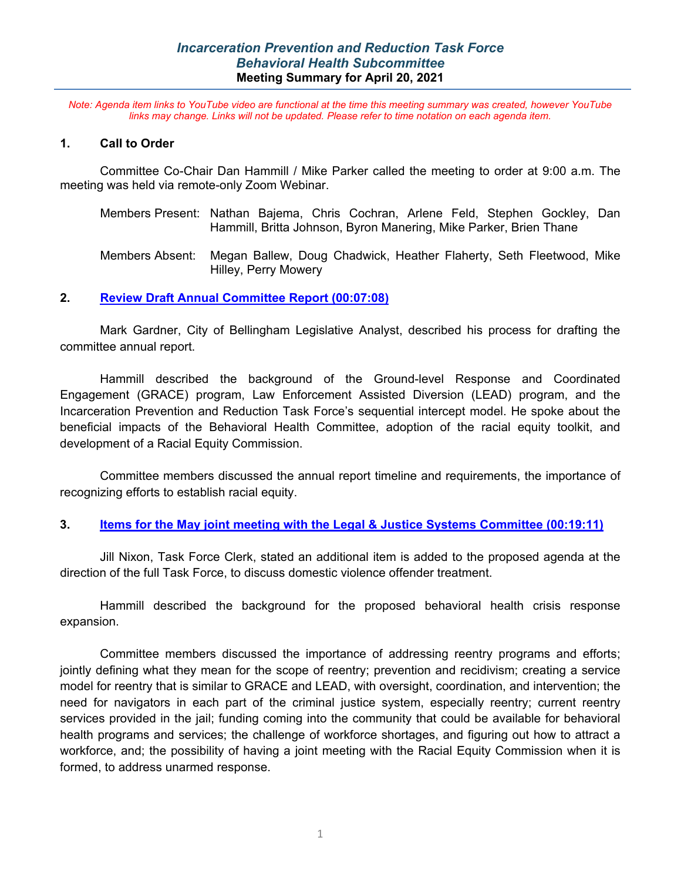# *Incarceration Prevention and Reduction Task Force*
## *Behavioral Health Subcommittee*
**Meeting Summary for April 20, 2021**

*Note: Agenda item links to YouTube video are functional at the time this meeting summary was created, however YouTube links may change. Links will not be updated. Please refer to time notation on each agenda item.*

### 1. Call to Order

Committee Co-Chair Dan Hammill / Mike Parker called the meeting to order at 9:00 a.m. The meeting was held via remote-only Zoom Webinar.

Members Present: Nathan Bajema, Chris Cochran, Arlene Feld, Stephen Gockley, Dan Hammill, Britta Johnson, Byron Manering, Mike Parker, Brien Thane

Members Absent: Megan Ballew, Doug Chadwick, Heather Flaherty, Seth Fleetwood, Mike Hilley, Perry Mowery

### 2. Review Draft Annual Committee Report (00:07:08)

Mark Gardner, City of Bellingham Legislative Analyst, described his process for drafting the committee annual report.

Hammill described the background of the Ground-level Response and Coordinated Engagement (GRACE) program, Law Enforcement Assisted Diversion (LEAD) program, and the Incarceration Prevention and Reduction Task Force's sequential intercept model. He spoke about the beneficial impacts of the Behavioral Health Committee, adoption of the racial equity toolkit, and development of a Racial Equity Commission.

Committee members discussed the annual report timeline and requirements, the importance of recognizing efforts to establish racial equity.

### 3. Items for the May joint meeting with the Legal & Justice Systems Committee (00:19:11)

Jill Nixon, Task Force Clerk, stated an additional item is added to the proposed agenda at the direction of the full Task Force, to discuss domestic violence offender treatment.

Hammill described the background for the proposed behavioral health crisis response expansion.

Committee members discussed the importance of addressing reentry programs and efforts; jointly defining what they mean for the scope of reentry; prevention and recidivism; creating a service model for reentry that is similar to GRACE and LEAD, with oversight, coordination, and intervention; the need for navigators in each part of the criminal justice system, especially reentry; current reentry services provided in the jail; funding coming into the community that could be available for behavioral health programs and services; the challenge of workforce shortages, and figuring out how to attract a workforce, and; the possibility of having a joint meeting with the Racial Equity Commission when it is formed, to address unarmed response.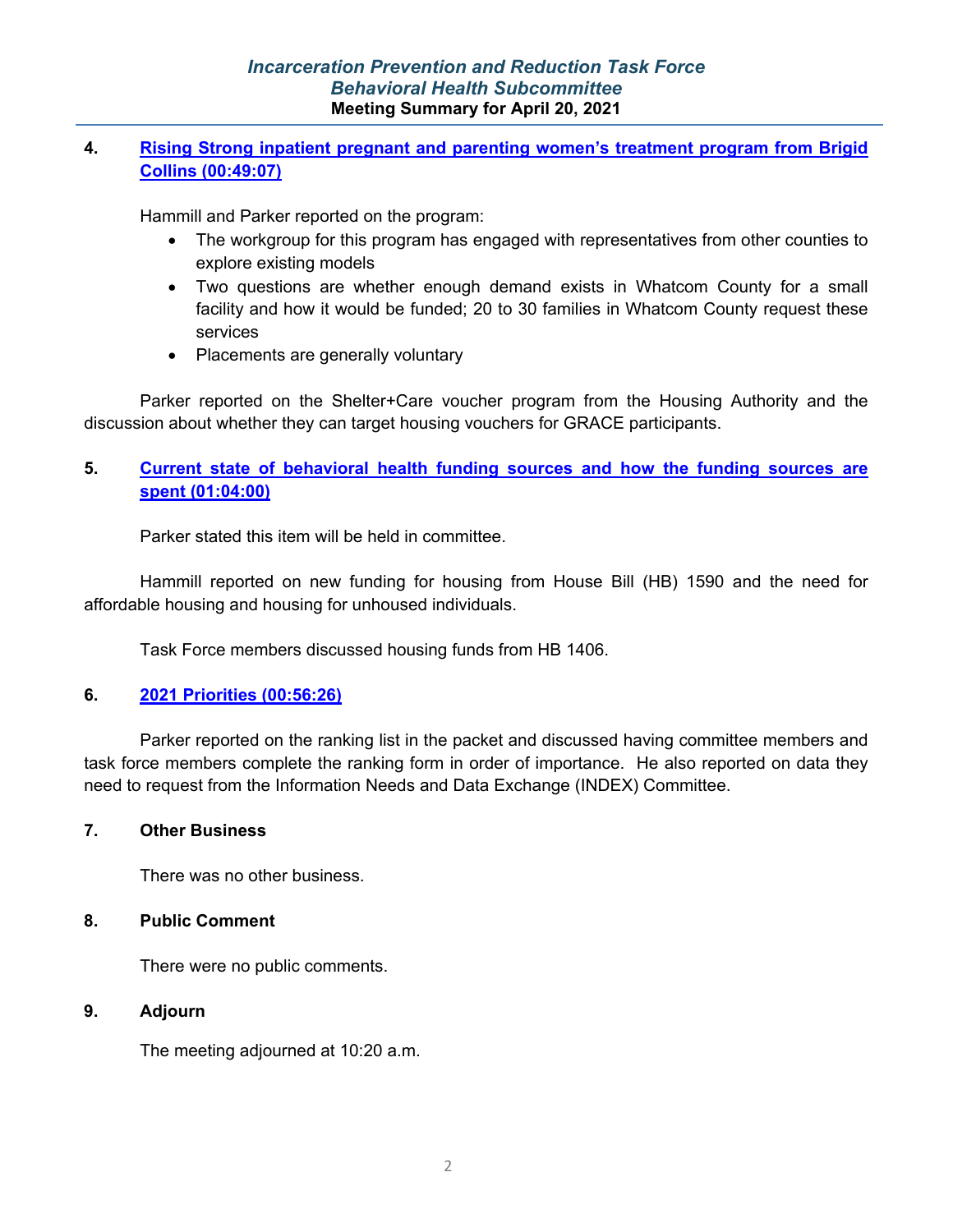4. **Rising Strong inpatient pregnant and parenting women's treatment program from Brigid Collins (00:49:07)**

Hammill and Parker reported on the program:

- The workgroup for this program has engaged with representatives from other counties to explore existing models
- Two questions are whether enough demand exists in Whatcom County for a small facility and how it would be funded; 20 to 30 families in Whatcom County request these services
- Placements are generally voluntary

Parker reported on the Shelter+Care voucher program from the Housing Authority and the discussion about whether they can target housing vouchers for GRACE participants.

5. **Current state of behavioral health funding sources and how the funding sources are spent (01:04:00)**

Parker stated this item will be held in committee.

Hammill reported on new funding for housing from House Bill (HB) 1590 and the need for affordable housing and housing for unhoused individuals.

Task Force members discussed housing funds from HB 1406.

6. **2021 Priorities (00:56:26)**

Parker reported on the ranking list in the packet and discussed having committee members and task force members complete the ranking form in order of importance. He also reported on data they need to request from the Information Needs and Data Exchange (INDEX) Committee.

7. **Other Business**

There was no other business.

8. **Public Comment**

There were no public comments.

9. **Adjourn**

The meeting adjourned at 10:20 a.m.